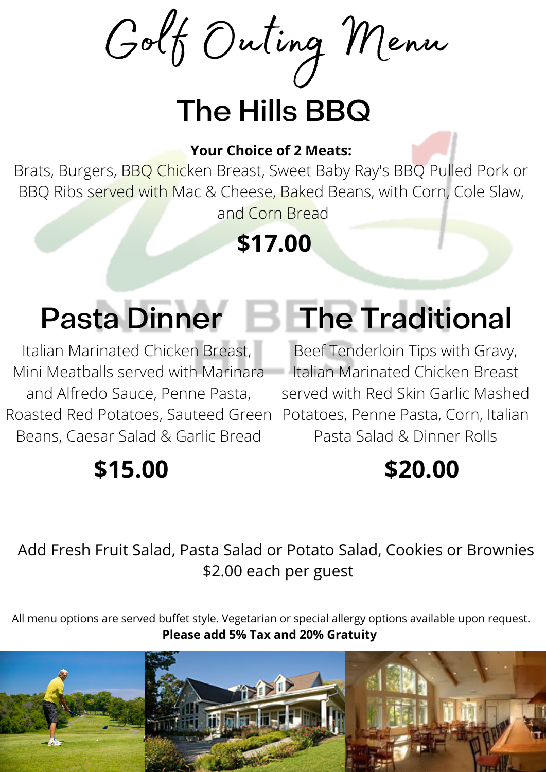# Golf Outing Menu

## The Hills BBQ

**Your Choice of 2 Meats:**

Brats, Burgers, BBQ Chicken Breast, Sweet Baby Ray's BBQ Pulled Pork or BBQ Ribs served with Mac & Cheese, Baked Beans, with Corn, Cole Slaw, and Corn Bread

**$17.00**

## Pasta Dinner

Italian Marinated Chicken Breast, Mini Meatballs served with Marinara and Alfredo Sauce, Penne Pasta, Roasted Red Potatoes, Sauteed Green Beans, Caesar Salad & Garlic Bread

**$15.00**

## The Traditional

Beef Tenderloin Tips with Gravy, Italian Marinated Chicken Breast served with Red Skin Garlic Mashed Potatoes, Penne Pasta, Corn, Italian Pasta Salad & Dinner Rolls

**$20.00**

Add Fresh Fruit Salad, Pasta Salad or Potato Salad, Cookies or Brownies
$2.00 each per guest

All menu options are served buffet style. Vegetarian or special allergy options available upon request.
**Please add 5% Tax and 20% Gratuity**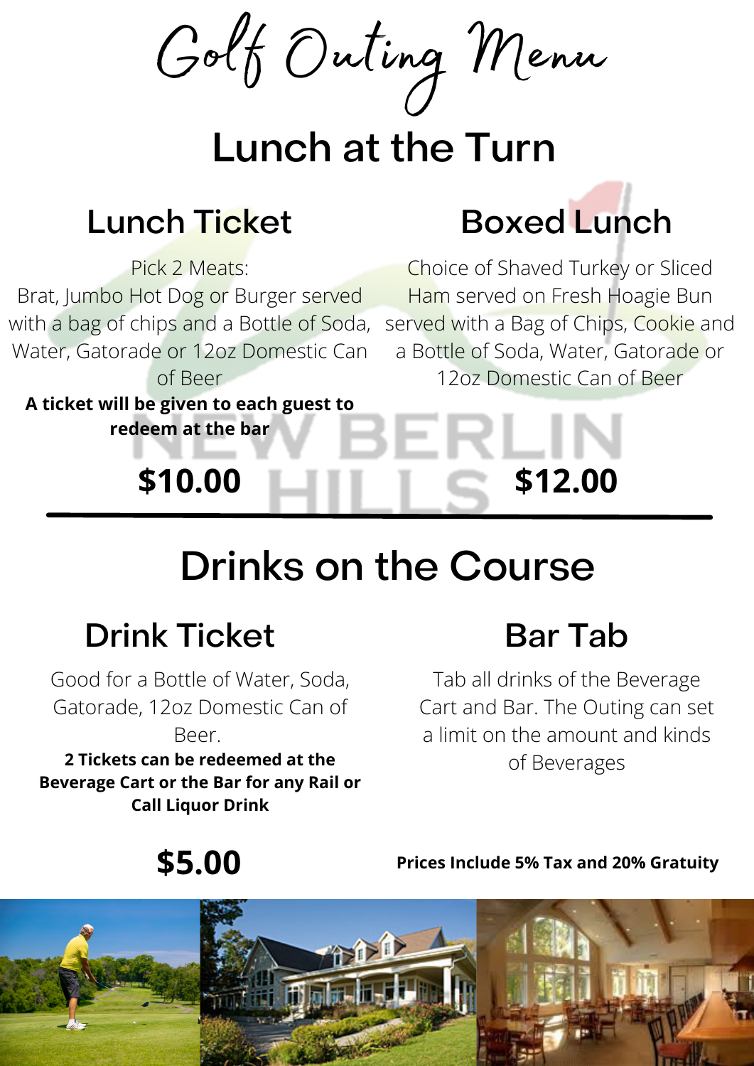# Golf Outing Menu

## Lunch at the Turn

### Lunch Ticket

Pick 2 Meats:
Brat, Jumbo Hot Dog or Burger served with a bag of chips and a Bottle of Soda, Water, Gatorade or 12oz Domestic Can of Beer

**A ticket will be given to each guest to redeem at the bar**

**$10.00**

### Boxed Lunch

Choice of Shaved Turkey or Sliced Ham served on Fresh Hoagie Bun served with a Bag of Chips, Cookie and a Bottle of Soda, Water, Gatorade or 12oz Domestic Can of Beer

**$12.00**

---

## Drinks on the Course

### Drink Ticket

Good for a Bottle of Water, Soda, Gatorade, 12oz Domestic Can of Beer.

**2 Tickets can be redeemed at the Beverage Cart or the Bar for any Rail or Call Liquor Drink**

**$5.00**

### Bar Tab

Tab all drinks of the Beverage Cart and Bar. The Outing can set a limit on the amount and kinds of Beverages

**Prices Include 5% Tax and 20% Gratuity**